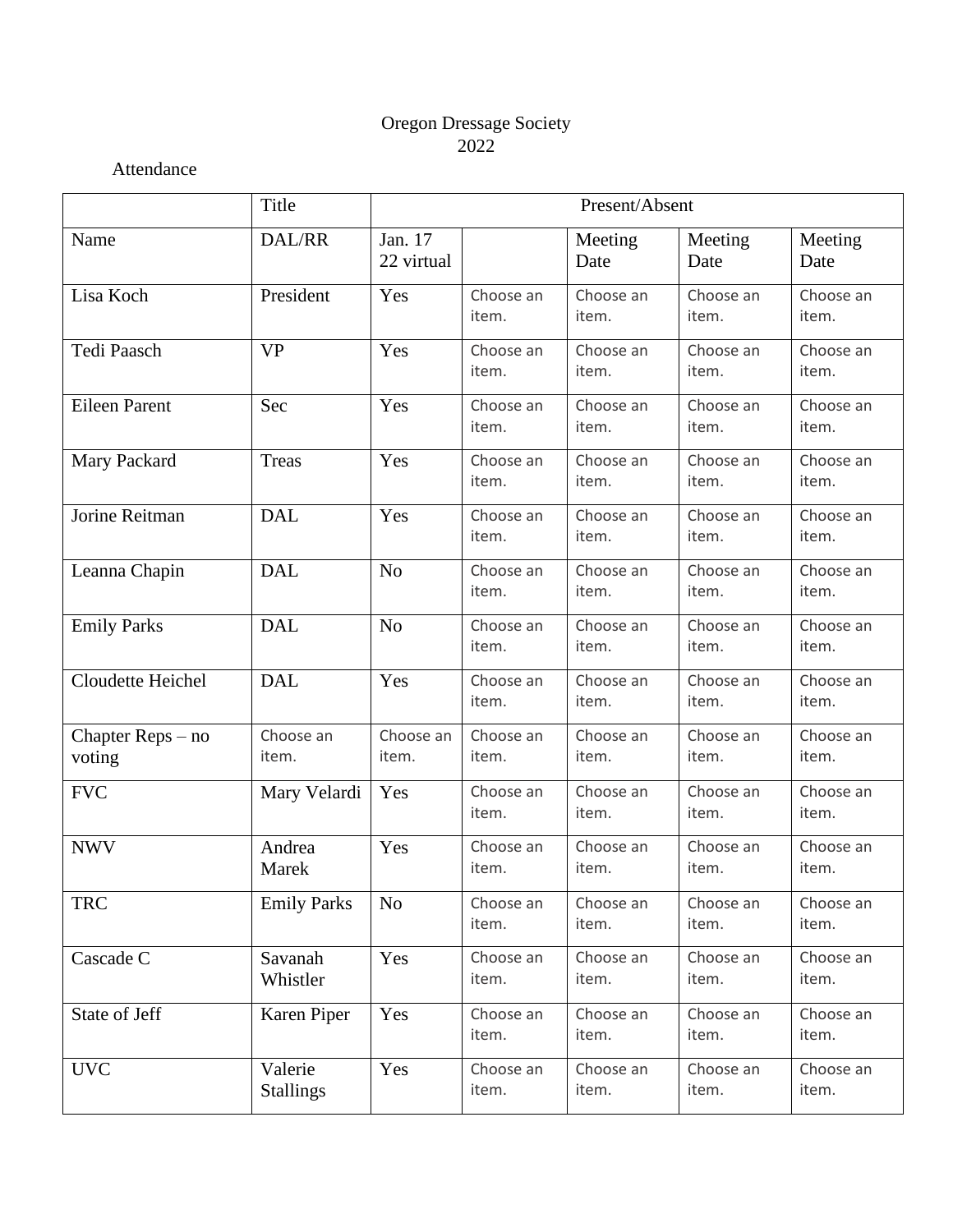Oregon Dressage Society
2022

Attendance

| | Title | Present/Absent | | | | |
|---|---|---|---|---|---|---|
| Name | DAL/RR | Jan. 17 22 virtual | | Meeting Date | Meeting Date | Meeting Date |
| Lisa Koch | President | Yes | Choose an item. | Choose an item. | Choose an item. | Choose an item. |
| Tedi Paasch | VP | Yes | Choose an item. | Choose an item. | Choose an item. | Choose an item. |
| Eileen Parent | Sec | Yes | Choose an item. | Choose an item. | Choose an item. | Choose an item. |
| Mary Packard | Treas | Yes | Choose an item. | Choose an item. | Choose an item. | Choose an item. |
| Jorine Reitman | DAL | Yes | Choose an item. | Choose an item. | Choose an item. | Choose an item. |
| Leanna Chapin | DAL | No | Choose an item. | Choose an item. | Choose an item. | Choose an item. |
| Emily Parks | DAL | No | Choose an item. | Choose an item. | Choose an item. | Choose an item. |
| Cloudette Heichel | DAL | Yes | Choose an item. | Choose an item. | Choose an item. | Choose an item. |
| Chapter Reps – no voting | Choose an item. | Choose an item. | Choose an item. | Choose an item. | Choose an item. | Choose an item. |
| FVC | Mary Velardi | Yes | Choose an item. | Choose an item. | Choose an item. | Choose an item. |
| NWV | Andrea Marek | Yes | Choose an item. | Choose an item. | Choose an item. | Choose an item. |
| TRC | Emily Parks | No | Choose an item. | Choose an item. | Choose an item. | Choose an item. |
| Cascade C | Savanah Whistler | Yes | Choose an item. | Choose an item. | Choose an item. | Choose an item. |
| State of Jeff | Karen Piper | Yes | Choose an item. | Choose an item. | Choose an item. | Choose an item. |
| UVC | Valerie Stallings | Yes | Choose an item. | Choose an item. | Choose an item. | Choose an item. |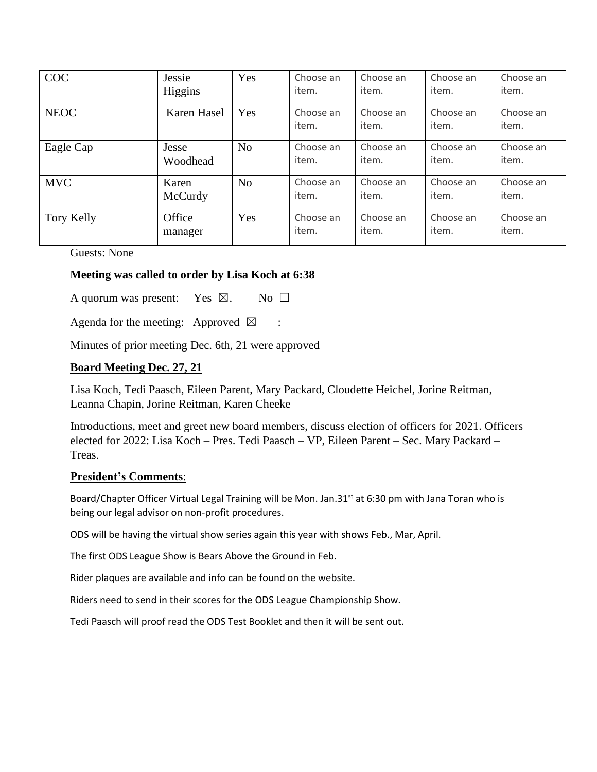| COC | Jessie Higgins | Yes | Choose an item. | Choose an item. | Choose an item. | Choose an item. |
|---|---|---|---|---|---|---|
| NEOC | Karen Hasel | Yes | Choose an item. | Choose an item. | Choose an item. | Choose an item. |
| Eagle Cap | Jesse Woodhead | No | Choose an item. | Choose an item. | Choose an item. | Choose an item. |
| MVC | Karen McCurdy | No | Choose an item. | Choose an item. | Choose an item. | Choose an item. |
| Tory Kelly | Office manager | Yes | Choose an item. | Choose an item. | Choose an item. | Choose an item. |

Guests: None

**Meeting was called to order by Lisa Koch at 6:38**

A quorum was present: Yes ☒. No ☐

Agenda for the meeting: Approved ☒ :

Minutes of prior meeting Dec. 6th, 21 were approved

**Board Meeting Dec. 27, 21**

Lisa Koch, Tedi Paasch, Eileen Parent, Mary Packard, Cloudette Heichel, Jorine Reitman, Leanna Chapin, Jorine Reitman, Karen Cheeke

Introductions, meet and greet new board members, discuss election of officers for 2021. Officers elected for 2022: Lisa Koch – Pres. Tedi Paasch – VP, Eileen Parent – Sec. Mary Packard – Treas.

**President's Comments**:

Board/Chapter Officer Virtual Legal Training will be Mon. Jan.31st at 6:30 pm with Jana Toran who is being our legal advisor on non-profit procedures.

ODS will be having the virtual show series again this year with shows Feb., Mar, April.

The first ODS League Show is Bears Above the Ground in Feb.

Rider plaques are available and info can be found on the website.

Riders need to send in their scores for the ODS League Championship Show.

Tedi Paasch will proof read the ODS Test Booklet and then it will be sent out.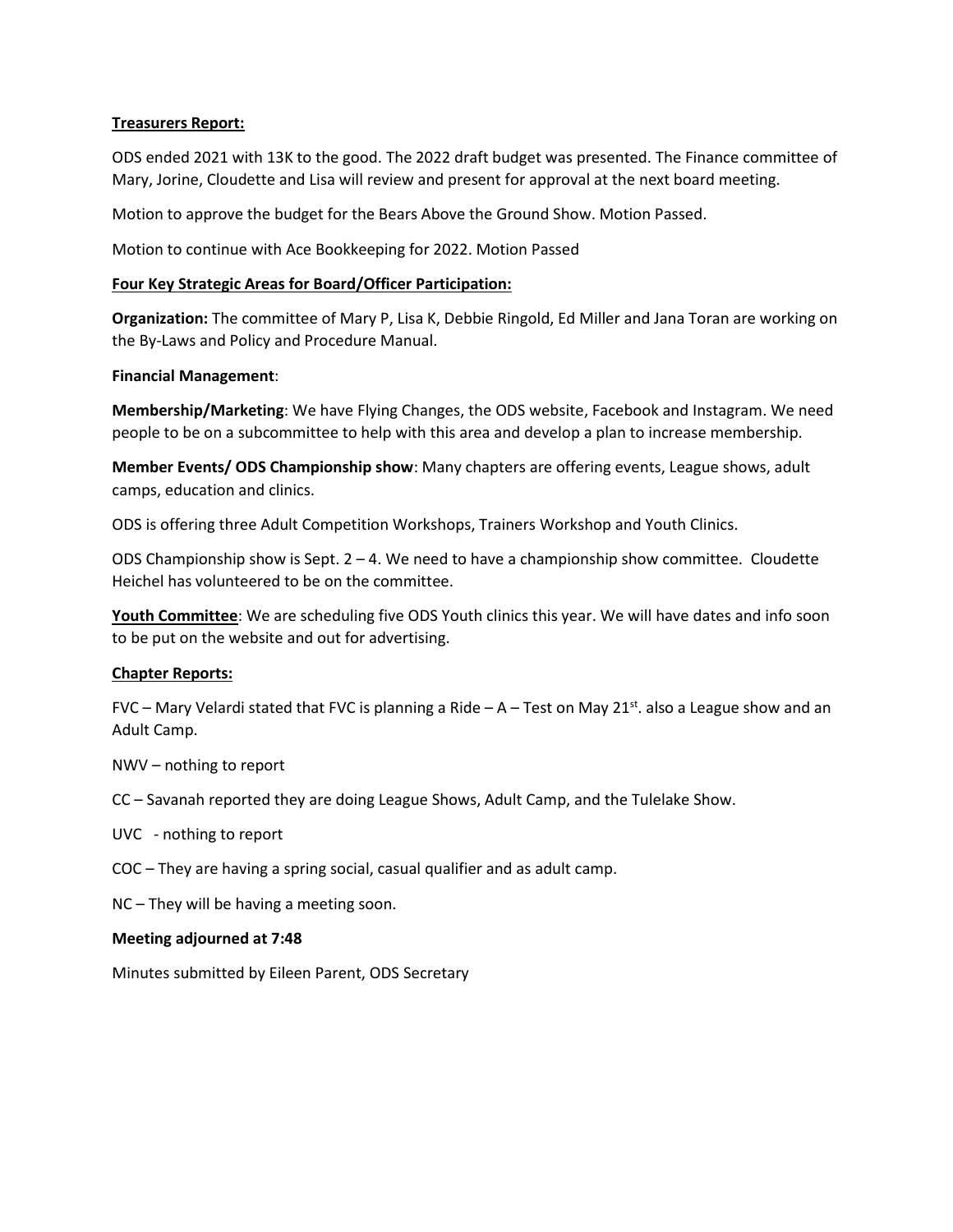**Treasurers Report:**

ODS ended 2021 with 13K to the good. The 2022 draft budget was presented. The Finance committee of Mary, Jorine, Cloudette and Lisa will review and present for approval at the next board meeting.

Motion to approve the budget for the Bears Above the Ground Show. Motion Passed.

Motion to continue with Ace Bookkeeping for 2022. Motion Passed

**Four Key Strategic Areas for Board/Officer Participation:**

**Organization:** The committee of Mary P, Lisa K, Debbie Ringold, Ed Miller and Jana Toran are working on the By-Laws and Policy and Procedure Manual.

**Financial Management**:

**Membership/Marketing**: We have Flying Changes, the ODS website, Facebook and Instagram. We need people to be on a subcommittee to help with this area and develop a plan to increase membership.

**Member Events/ ODS Championship show**: Many chapters are offering events, League shows, adult camps, education and clinics.

ODS is offering three Adult Competition Workshops, Trainers Workshop and Youth Clinics.

ODS Championship show is Sept. 2 – 4. We need to have a championship show committee. Cloudette Heichel has volunteered to be on the committee.

**Youth Committee**: We are scheduling five ODS Youth clinics this year. We will have dates and info soon to be put on the website and out for advertising.

**Chapter Reports:**

FVC – Mary Velardi stated that FVC is planning a Ride – A – Test on May 21st. also a League show and an Adult Camp.

NWV – nothing to report

CC – Savanah reported they are doing League Shows, Adult Camp, and the Tulelake Show.

UVC - nothing to report

COC – They are having a spring social, casual qualifier and as adult camp.

NC – They will be having a meeting soon.

**Meeting adjourned at 7:48**

Minutes submitted by Eileen Parent, ODS Secretary